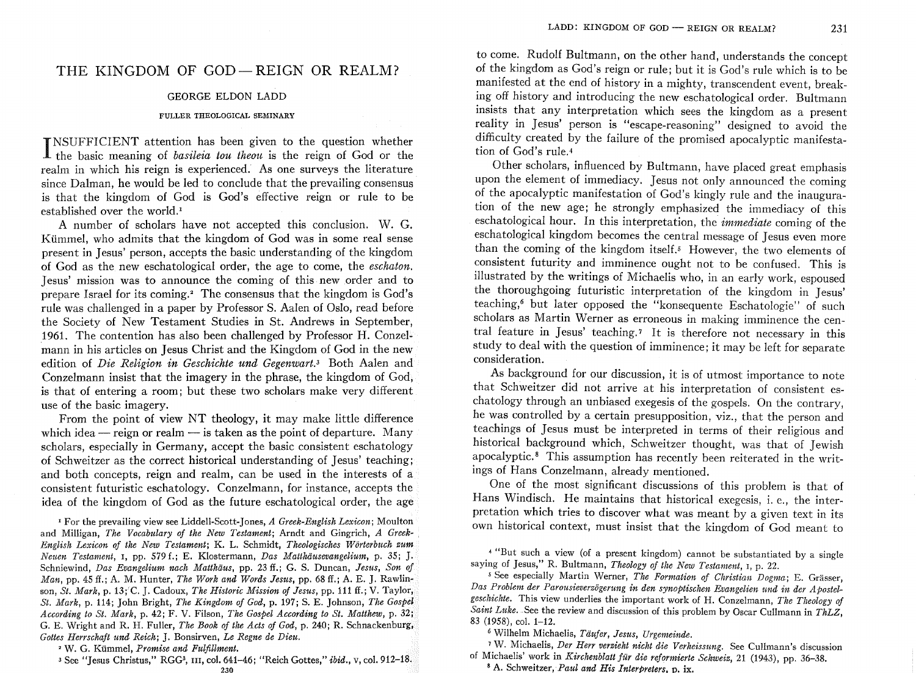# THE KINGDOM OF GOD — REIGN OR REALM?

GEORGE ELDON LADD

FULLER THEOLOGICAL SEMINARY

INSUFFICIENT attention has been given to the question whether the basic meaning of *basileia tou theou* is the reign of God or the realm in which his reign is experienced. As one surveys the literature since Dalman, he would be led to conclude that the prevailing consensus is that the kingdom of God is God's effective reign or rule to be established over the world.[1]

A number of scholars have not accepted this conclusion. W. G. Kümmel, who admits that the kingdom of God was in some real sense present in Jesus' person, accepts the basic understanding of the kingdom of God as the new eschatological order, the age to come, the *eschaton*. Jesus' mission was to announce the coming of this new order and to prepare Israel for its coming.[2] The consensus that the kingdom is God's rule was challenged in a paper by Professor S. Aalen of Oslo, read before the Society of New Testament Studies in St. Andrews in September, 1961. The contention has also been challenged by Professor H. Conzelmann in his articles on Jesus Christ and the Kingdom of God in the new edition of *Die Religion in Geschichte und Gegenwart*.[3] Both Aalen and Conzelmann insist that the imagery in the phrase, the kingdom of God, is that of entering a room; but these two scholars make very different use of the basic imagery.

From the point of view NT theology, it may make little difference which idea — reign or realm — is taken as the point of departure. Many scholars, especially in Germany, accept the basic consistent eschatology of Schweitzer as the correct historical understanding of Jesus' teaching; and both concepts, reign and realm, can be used in the interests of a consistent futuristic eschatology. Conzelmann, for instance, accepts the idea of the kingdom of God as the future eschatological order, the age to come. Rudolf Bultmann, on the other hand, understands the concept of the kingdom as God's reign or rule; but it is God's rule which is to be manifested at the end of history in a mighty, transcendent event, breaking off history and introducing the new eschatological order. Bultmann insists that any interpretation which sees the kingdom as a present reality in Jesus' person is "escape-reasoning" designed to avoid the difficulty created by the failure of the promised apocalyptic manifestation of God's rule.[4]

Other scholars, influenced by Bultmann, have placed great emphasis upon the element of immediacy. Jesus not only announced the coming of the apocalyptic manifestation of God's kingly rule and the inauguration of the new age; he strongly emphasized the immediacy of this eschatological hour. In this interpretation, the *immediate* coming of the eschatological kingdom becomes the central message of Jesus even more than the coming of the kingdom itself.[5] However, the two elements of consistent futurity and imminence ought not to be confused. This is illustrated by the writings of Michaelis who, in an early work, espoused the thoroughgoing futuristic interpretation of the kingdom in Jesus' teaching,[6] but later opposed the "konsequente Eschatologie" of such scholars as Martin Werner as erroneous in making imminence the central feature in Jesus' teaching.[7] It is therefore not necessary in this study to deal with the question of imminence; it may be left for separate consideration.

As background for our discussion, it is of utmost importance to note that Schweitzer did not arrive at his interpretation of consistent eschatology through an unbiased exegesis of the gospels. On the contrary, he was controlled by a certain presupposition, viz., that the person and teachings of Jesus must be interpreted in terms of their religious and historical background which, Schweitzer thought, was that of Jewish apocalyptic.[8] This assumption has recently been reiterated in the writings of Hans Conzelmann, already mentioned.

One of the most significant discussions of this problem is that of Hans Windisch. He maintains that historical exegesis, i. e., the interpretation which tries to discover what was meant by a given text in its own historical context, must insist that the kingdom of God meant to

---

[1] For the prevailing view see Liddell-Scott-Jones, *A Greek-English Lexicon*; Moulton and Milligan, *The Vocabulary of the New Testament*; Arndt and Gingrich, *A Greek-English Lexicon of the New Testament*; K. L. Schmidt, *Theologisches Wörterbuch zum Neuen Testament*, I, pp. 579 f.; E. Klostermann, *Das Matthäusevangelium*, p. 35; J. Schniewind, *Das Evangelium nach Matthäus*, pp. 23 ff.; G. S. Duncan, *Jesus, Son of Man*, pp. 45 ff.; A. M. Hunter, *The Work and Words Jesus*, pp. 68 ff.; A. E. J. Rawlinson, *St. Mark*, p. 13; C. J. Cadoux, *The Historic Mission of Jesus*, pp. 111 ff.; V. Taylor, *St. Mark*, p. 114; John Bright, *The Kingdom of God*, p. 197; S. E. Johnson, *The Gospel According to St. Mark*, p. 42; F. V. Filson, *The Gospel According to St. Matthew*, p. 32; G. E. Wright and R. H. Fuller, *The Book of the Acts of God*, p. 240; R. Schnackenburg, *Gottes Herrschaft und Reich*; J. Bonsirven, *Le Regne de Dieu*.

[2] W. G. Kümmel, *Promise and Fulfillment*.

[3] See "Jesus Christus," RGG³, III, col. 641–46; "Reich Gottes," *ibid.*, V, col. 912–18.

[4] "But such a view (of a present kingdom) cannot be substantiated by a single saying of Jesus," R. Bultmann, *Theology of the New Testament*, I, p. 22.

[5] See especially Martin Werner, *The Formation of Christian Dogma*; E. Grässer, *Das Problem der Parousieverzögerung in den synoptischen Evangelien und in der Apostelgeschichte*. This view underlies the important work of H. Conzelmann, *The Theology of Saint Luke*. See the review and discussion of this problem by Oscar Cullmann in *ThLZ*, 83 (1958), col. 1–12.

[6] Wilhelm Michaelis, *Täufer, Jesus, Urgemeinde*.

[7] W. Michaelis, *Der Herr verzieht nicht die Verheissung*. See Cullmann's discussion of Michaelis' work in *Kirchenblatt für die reformierte Schweiz*, 21 (1943), pp. 36–38.

[8] A. Schweitzer, *Paul and His Interpreters*, p. ix.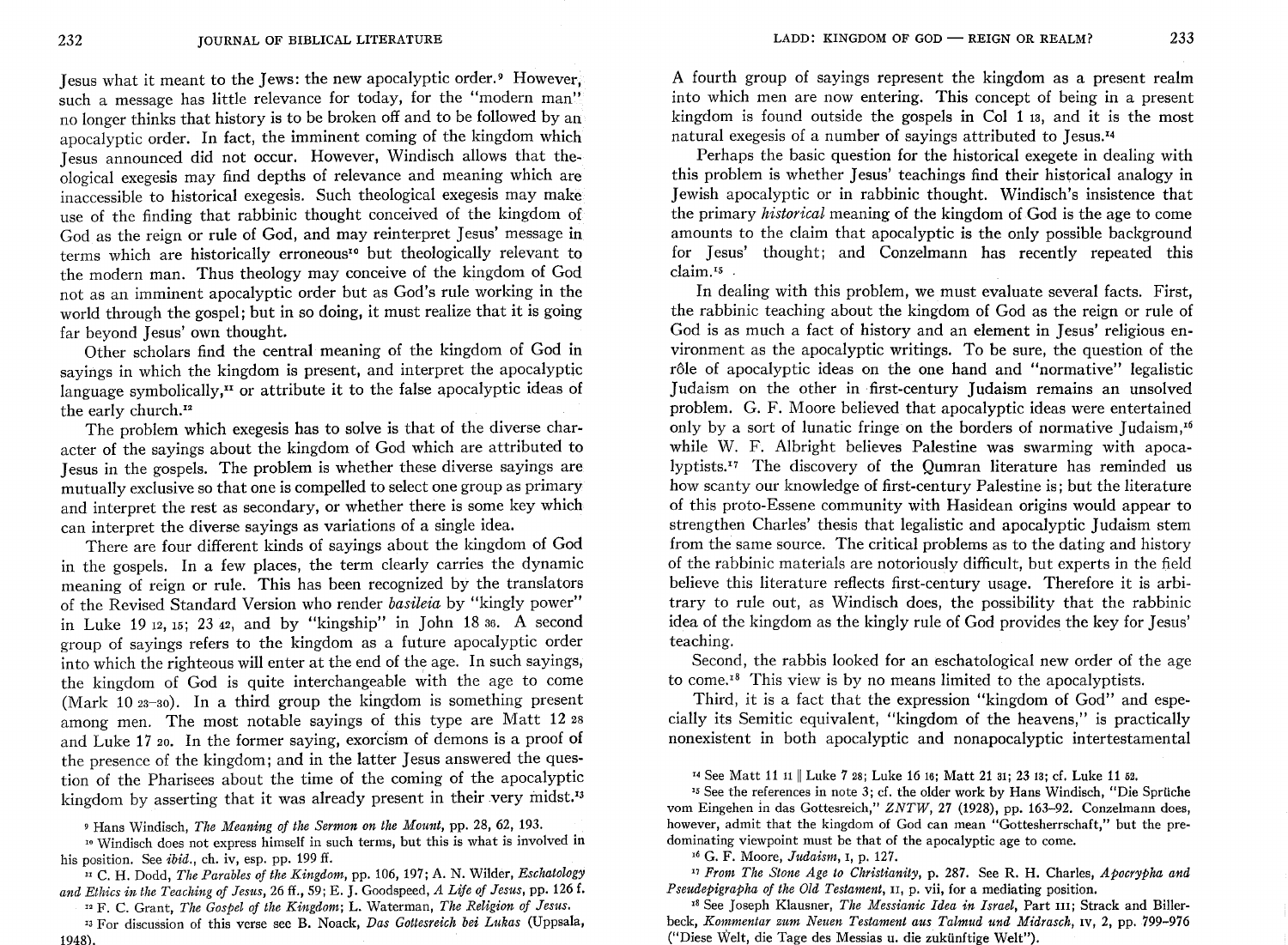Jesus what it meant to the Jews: the new apocalyptic order.[9] However, such a message has little relevance for today, for the "modern man" no longer thinks that history is to be broken off and to be followed by an apocalyptic order. In fact, the imminent coming of the kingdom which Jesus announced did not occur. However, Windisch allows that theological exegesis may find depths of relevance and meaning which are inaccessible to historical exegesis. Such theological exegesis may make use of the finding that rabbinic thought conceived of the kingdom of God as the reign or rule of God, and may reinterpret Jesus' message in terms which are historically erroneous[10] but theologically relevant to the modern man. Thus theology may conceive of the kingdom of God not as an imminent apocalyptic order but as God's rule working in the world through the gospel; but in so doing, it must realize that it is going far beyond Jesus' own thought.

Other scholars find the central meaning of the kingdom of God in sayings in which the kingdom is present, and interpret the apocalyptic language symbolically,[11] or attribute it to the false apocalyptic ideas of the early church.[12]

The problem which exegesis has to solve is that of the diverse character of the sayings about the kingdom of God which are attributed to Jesus in the gospels. The problem is whether these diverse sayings are mutually exclusive so that one is compelled to select one group as primary and interpret the rest as secondary, or whether there is some key which can interpret the diverse sayings as variations of a single idea.

There are four different kinds of sayings about the kingdom of God in the gospels. In a few places, the term clearly carries the dynamic meaning of reign or rule. This has been recognized by the translators of the Revised Standard Version who render *basileia* by "kingly power" in Luke 19 12, 15; 23 42, and by "kingship" in John 18 36. A second group of sayings refers to the kingdom as a future apocalyptic order into which the righteous will enter at the end of the age. In such sayings, the kingdom of God is quite interchangeable with the age to come (Mark 10 23–30). In a third group the kingdom is something present among men. The most notable sayings of this type are Matt 12 28 and Luke 17 20. In the former saying, exorcism of demons is a proof of the presence of the kingdom; and in the latter Jesus answered the question of the Pharisees about the time of the coming of the apocalyptic kingdom by asserting that it was already present in their very midst.[13]

A fourth group of sayings represent the kingdom as a present realm into which men are now entering. This concept of being in a present kingdom is found outside the gospels in Col 1 13, and it is the most natural exegesis of a number of sayings attributed to Jesus.[14]

Perhaps the basic question for the historical exegete in dealing with this problem is whether Jesus' teachings find their historical analogy in Jewish apocalyptic or in rabbinic thought. Windisch's insistence that the primary *historical* meaning of the kingdom of God is the age to come amounts to the claim that apocalyptic is the only possible background for Jesus' thought; and Conzelmann has recently repeated this claim.[15]

In dealing with this problem, we must evaluate several facts. First, the rabbinic teaching about the kingdom of God as the reign or rule of God is as much a fact of history and an element in Jesus' religious environment as the apocalyptic writings. To be sure, the question of the rôle of apocalyptic ideas on the one hand and "normative" legalistic Judaism on the other in first-century Judaism remains an unsolved problem. G. F. Moore believed that apocalyptic ideas were entertained only by a sort of lunatic fringe on the borders of normative Judaism,[16] while W. F. Albright believes Palestine was swarming with apocalyptists.[17] The discovery of the Qumran literature has reminded us how scanty our knowledge of first-century Palestine is; but the literature of this proto-Essene community with Hasidean origins would appear to strengthen Charles' thesis that legalistic and apocalyptic Judaism stem from the same source. The critical problems as to the dating and history of the rabbinic materials are notoriously difficult, but experts in the field believe this literature reflects first-century usage. Therefore it is arbitrary to rule out, as Windisch does, the possibility that the rabbinic idea of the kingdom as the kingly rule of God provides the key for Jesus' teaching.

Second, the rabbis looked for an eschatological new order of the age to come.[18] This view is by no means limited to the apocalyptists.

Third, it is a fact that the expression "kingdom of God" and especially its Semitic equivalent, "kingdom of the heavens," is practically nonexistent in both apocalyptic and nonapocalyptic intertestamental

---

[9] Hans Windisch, *The Meaning of the Sermon on the Mount*, pp. 28, 62, 193.

[10] Windisch does not express himself in such terms, but this is what is involved in his position. See *ibid.*, ch. iv, esp. pp. 199 ff.

[11] C. H. Dodd, *The Parables of the Kingdom*, pp. 106, 197; A. N. Wilder, *Eschatology and Ethics in the Teaching of Jesus*, 26 ff., 59; E. J. Goodspeed, *A Life of Jesus*, pp. 126 f.

[12] F. C. Grant, *The Gospel of the Kingdom*; L. Waterman, *The Religion of Jesus.*

[13] For discussion of this verse see B. Noack, *Das Gottesreich bei Lukas* (Uppsala, 1948).

[14] See Matt 11 11 ‖ Luke 7 28; Luke 16 16; Matt 21 31; 23 13; cf. Luke 11 52.

[15] See the references in note 3; cf. the older work by Hans Windisch, "Die Sprüche vom Eingehen in das Gottesreich," *ZNTW*, 27 (1928), pp. 163–92. Conzelmann does, however, admit that the kingdom of God can mean "Gottesherrschaft," but the predominating viewpoint must be that of the apocalyptic age to come.

[16] G. F. Moore, *Judaism*, I, p. 127.

[17] *From The Stone Age to Christianity*, p. 287. See R. H. Charles, *Apocrypha and Pseudepigrapha of the Old Testament*, II, p. vii, for a mediating position.

[18] See Joseph Klausner, *The Messianic Idea in Israel*, Part III; Strack and Billerbeck, *Kommentar zum Neuen Testament aus Talmud und Midrasch*, IV, 2, pp. 799–976 ("Diese Welt, die Tage des Messias u. die zukünftige Welt").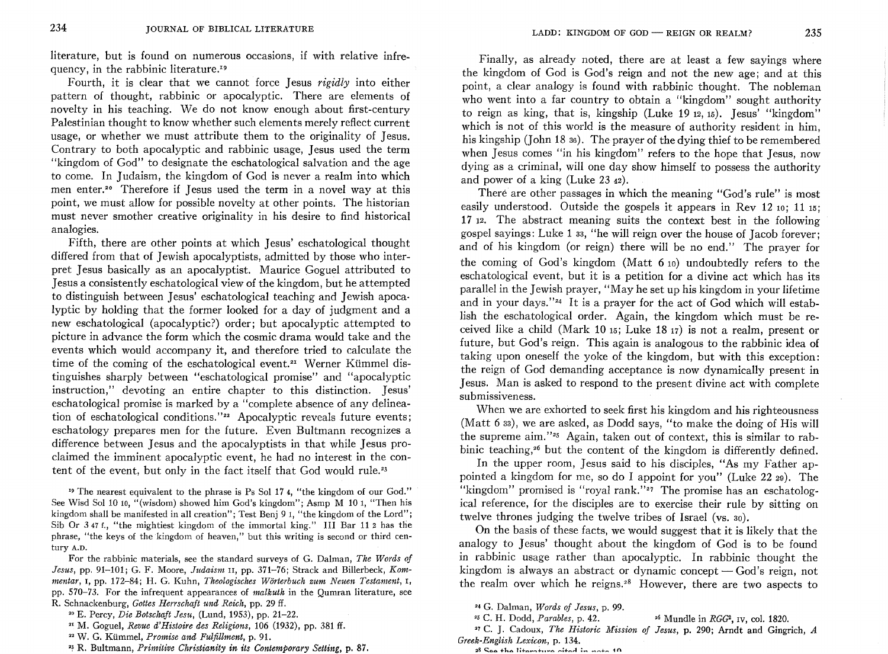literature, but is found on numerous occasions, if with relative infrequency, in the rabbinic literature.[19]

Fourth, it is clear that we cannot force Jesus *rigidly* into either pattern of thought, rabbinic or apocalyptic. There are elements of novelty in his teaching. We do not know enough about first-century Palestinian thought to know whether such elements merely reflect current usage, or whether we must attribute them to the originality of Jesus. Contrary to both apocalyptic and rabbinic usage, Jesus used the term "kingdom of God" to designate the eschatological salvation and the age to come. In Judaism, the kingdom of God is never a realm into which men enter.[20] Therefore if Jesus used the term in a novel way at this point, we must allow for possible novelty at other points. The historian must never smother creative originality in his desire to find historical analogies.

Fifth, there are other points at which Jesus' eschatological thought differed from that of Jewish apocalyptists, admitted by those who interpret Jesus basically as an apocalyptist. Maurice Goguel attributed to Jesus a consistently eschatological view of the kingdom, but he attempted to distinguish between Jesus' eschatological teaching and Jewish apocalyptic by holding that the former looked for a day of judgment and a new eschatological (apocalyptic?) order; but apocalyptic attempted to picture in advance the form which the cosmic drama would take and the events which would accompany it, and therefore tried to calculate the time of the coming of the eschatological event.[21] Werner Kümmel distinguishes sharply between "eschatological promise" and "apocalyptic instruction," devoting an entire chapter to this distinction. Jesus' eschatological promise is marked by a "complete absence of any delineation of eschatological conditions."[22] Apocalyptic reveals future events; eschatology prepares men for the future. Even Bultmann recognizes a difference between Jesus and the apocalyptists in that while Jesus proclaimed the imminent apocalyptic event, he had no interest in the content of the event, but only in the fact itself that God would rule.[23]

Finally, as already noted, there are at least a few sayings where the kingdom of God is God's reign and not the new age; and at this point, a clear analogy is found with rabbinic thought. The nobleman who went into a far country to obtain a "kingdom" sought authority to reign as king, that is, kingship (Luke 19 12, 15). Jesus' "kingdom" which is not of this world is the measure of authority resident in him, his kingship (John 18 36). The prayer of the dying thief to be remembered when Jesus comes "in his kingdom" refers to the hope that Jesus, now dying as a criminal, will one day show himself to possess the authority and power of a king (Luke 23 42).

There are other passages in which the meaning "God's rule" is most easily understood. Outside the gospels it appears in Rev 12 10; 11 15; 17 12. The abstract meaning suits the context best in the following gospel sayings: Luke 1 33, "he will reign over the house of Jacob forever; and of his kingdom (or reign) there will be no end." The prayer for the coming of God's kingdom (Matt 6 10) undoubtedly refers to the eschatological event, but it is a petition for a divine act which has its parallel in the Jewish prayer, "May he set up his kingdom in your lifetime and in your days."[24] It is a prayer for the act of God which will establish the eschatological order. Again, the kingdom which must be received like a child (Mark 10 15; Luke 18 17) is not a realm, present or future, but God's reign. This again is analogous to the rabbinic idea of taking upon oneself the yoke of the kingdom, but with this exception: the reign of God demanding acceptance is now dynamically present in Jesus. Man is asked to respond to the present divine act with complete submissiveness.

When we are exhorted to seek first his kingdom and his righteousness (Matt 6 33), we are asked, as Dodd says, "to make the doing of His will the supreme aim."[25] Again, taken out of context, this is similar to rabbinic teaching,[26] but the content of the kingdom is differently defined.

In the upper room, Jesus said to his disciples, "As my Father appointed a kingdom for me, so do I appoint for you" (Luke 22 29). The "kingdom" promised is "royal rank."[27] The promise has an eschatological reference, for the disciples are to exercise their rule by sitting on twelve thrones judging the twelve tribes of Israel (vs. 30).

On the basis of these facts, we would suggest that it is likely that the analogy to Jesus' thought about the kingdom of God is to be found in rabbinic usage rather than apocalyptic. In rabbinic thought the kingdom is always an abstract or dynamic concept — God's reign, not the realm over which he reigns.[28] However, there are two aspects to

---

[19] The nearest equivalent to the phrase is Ps Sol 17 4, "the kingdom of our God." See Wisd Sol 10 10, "(wisdom) showed him God's kingdom"; Asmp M 10 1, "Then his kingdom shall be manifested in all creation"; Test Benj 9 1, "the kingdom of the Lord"; Sib Or 3 47 f., "the mightiest kingdom of the immortal king." III Bar 11 2 has the phrase, "the keys of the kingdom of heaven," but this writing is second or third century A.D.

For the rabbinic materials, see the standard surveys of G. Dalman, *The Words of Jesus*, pp. 91–101; G. F. Moore, *Judaism* II, pp. 371–76; Strack and Billerbeck, *Kommentar*, I, pp. 172–84; H. G. Kuhn, *Theologisches Wörterbuch zum Neuen Testament*, I, pp. 570–73. For the infrequent appearances of *malkuth* in the Qumran literature, see R. Schnackenburg, *Gottes Herrschaft und Reich*, pp. 29 ff.

[20] E. Percy, *Die Botschaft Jesu*, (Lund, 1953), pp. 21–22.

[21] M. Goguel, *Revue d'Histoire des Religions*, 106 (1932), pp. 381 ff.

[22] W. G. Kümmel, *Promise and Fulfillment*, p. 91.

[23] R. Bultmann, *Primitive Christianity in its Contemporary Setting*, p. 87.

[24] G. Dalman, *Words of Jesus*, p. 99.

[25] C. H. Dodd, *Parables*, p. 42.

[26] Mundle in *RGG*[3], IV, col. 1820.

[27] C. J. Cadoux, *The Historic Mission of Jesus*, p. 290; Arndt and Gingrich, *A Greek-English Lexicon*, p. 134.

[28] See the literature cited in note 19.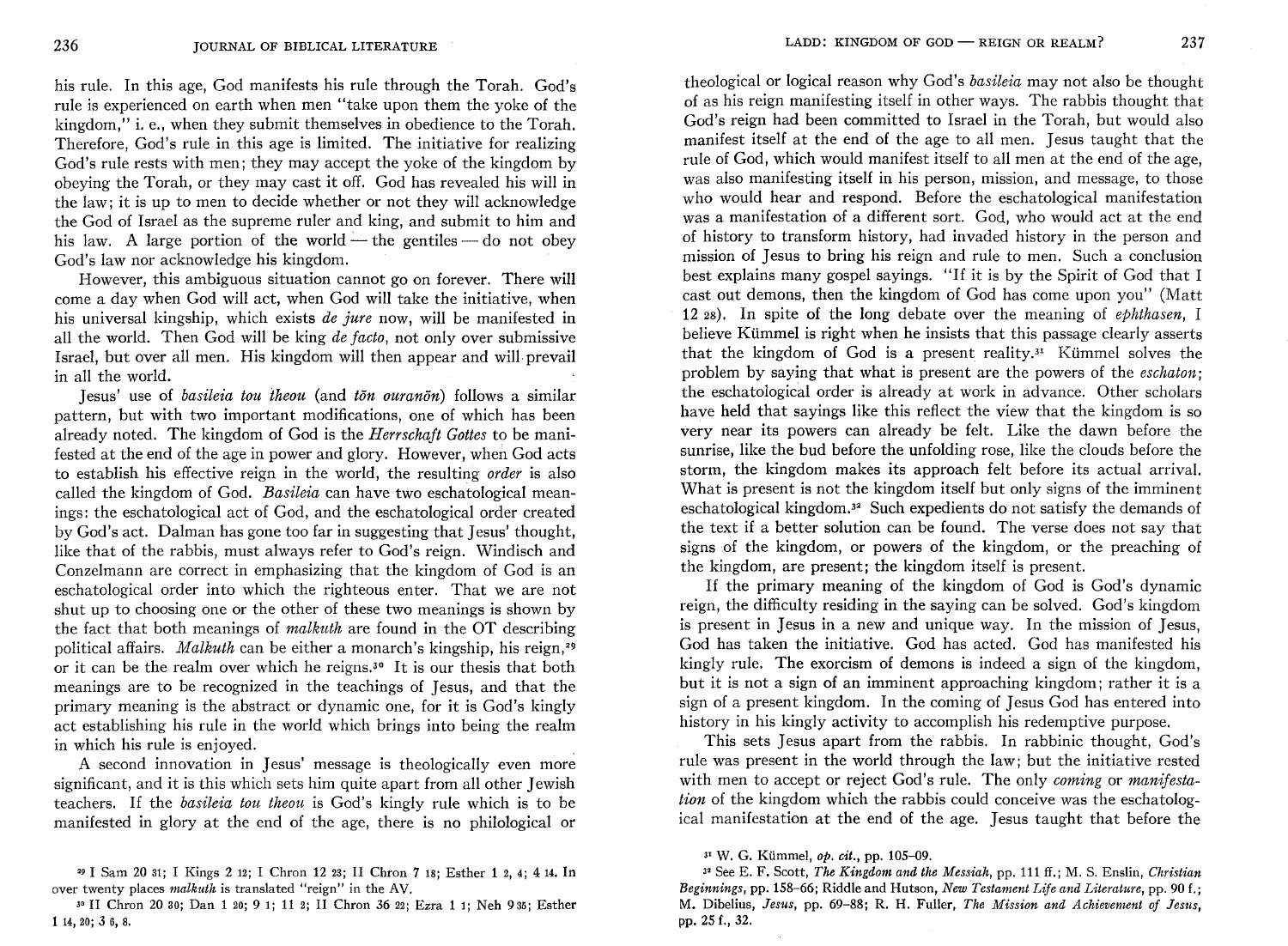his rule. In this age, God manifests his rule through the Torah. God's rule is experienced on earth when men "take upon them the yoke of the kingdom," i. e., when they submit themselves in obedience to the Torah. Therefore, God's rule in this age is limited. The initiative for realizing God's rule rests with men; they may accept the yoke of the kingdom by obeying the Torah, or they may cast it off. God has revealed his will in the law; it is up to men to decide whether or not they will acknowledge the God of Israel as the supreme ruler and king, and submit to him and his law. A large portion of the world — the gentiles — do not obey God's law nor acknowledge his kingdom.

However, this ambiguous situation cannot go on forever. There will come a day when God will act, when God will take the initiative, when his universal kingship, which exists *de jure* now, will be manifested in all the world. Then God will be king *de facto*, not only over submissive Israel, but over all men. His kingdom will then appear and will prevail in all the world.

Jesus' use of *basileia tou theou* (and *tōn ouranōn*) follows a similar pattern, but with two important modifications, one of which has been already noted. The kingdom of God is the *Herrschaft Gottes* to be manifested at the end of the age in power and glory. However, when God acts to establish his effective reign in the world, the resulting *order* is also called the kingdom of God. *Basileia* can have two eschatological meanings: the eschatological act of God, and the eschatological order created by God's act. Dalman has gone too far in suggesting that Jesus' thought, like that of the rabbis, must always refer to God's reign. Windisch and Conzelmann are correct in emphasizing that the kingdom of God is an eschatological order into which the righteous enter. That we are not shut up to choosing one or the other of these two meanings is shown by the fact that both meanings of *malkuth* are found in the OT describing political affairs. *Malkuth* can be either a monarch's kingship, his reign,[29] or it can be the realm over which he reigns.[30] It is our thesis that both meanings are to be recognized in the teachings of Jesus, and that the primary meaning is the abstract or dynamic one, for it is God's kingly act establishing his rule in the world which brings into being the realm in which his rule is enjoyed.

A second innovation in Jesus' message is theologically even more significant, and it is this which sets him quite apart from all other Jewish teachers. If the *basileia tou theou* is God's kingly rule which is to be manifested in glory at the end of the age, there is no philological or theological or logical reason why God's *basileia* may not also be thought of as his reign manifesting itself in other ways. The rabbis thought that God's reign had been committed to Israel in the Torah, but would also manifest itself at the end of the age to all men. Jesus taught that the rule of God, which would manifest itself to all men at the end of the age, was also manifesting itself in his person, mission, and message, to those who would hear and respond. Before the eschatological manifestation was a manifestation of a different sort. God, who would act at the end of history to transform history, had invaded history in the person and mission of Jesus to bring his reign and rule to men. Such a conclusion best explains many gospel sayings. "If it is by the Spirit of God that I cast out demons, then the kingdom of God has come upon you" (Matt 12 28). In spite of the long debate over the meaning of *ephthasen*, I believe Kümmel is right when he insists that this passage clearly asserts that the kingdom of God is a present reality.[31] Kümmel solves the problem by saying that what is present are the powers of the *eschaton*; the eschatological order is already at work in advance. Other scholars have held that sayings like this reflect the view that the kingdom is so very near its powers can already be felt. Like the dawn before the sunrise, like the bud before the unfolding rose, like the clouds before the storm, the kingdom makes its approach felt before its actual arrival. What is present is not the kingdom itself but only signs of the imminent eschatological kingdom.[32] Such expedients do not satisfy the demands of the text if a better solution can be found. The verse does not say that signs of the kingdom, or powers of the kingdom, or the preaching of the kingdom, are present; the kingdom itself is present.

If the primary meaning of the kingdom of God is God's dynamic reign, the difficulty residing in the saying can be solved. God's kingdom is present in Jesus in a new and unique way. In the mission of Jesus, God has taken the initiative. God has acted. God has manifested his kingly rule. The exorcism of demons is indeed a sign of the kingdom, but it is not a sign of an imminent approaching kingdom; rather it is a sign of a present kingdom. In the coming of Jesus God has entered into history in his kingly activity to accomplish his redemptive purpose.

This sets Jesus apart from the rabbis. In rabbinic thought, God's rule was present in the world through the law; but the initiative rested with men to accept or reject God's rule. The only *coming* or *manifestation* of the kingdom which the rabbis could conceive was the eschatological manifestation at the end of the age. Jesus taught that before the

[29] I Sam 20 31; I Kings 2 12; I Chron 12 23; II Chron 7 18; Esther 1 2, 4; 4 14. In over twenty places *malkuth* is translated "reign" in the AV.

[30] II Chron 20 30; Dan 1 20; 9 1; 11 2; II Chron 36 22; Ezra 1 1; Neh 9 35; Esther 1 14, 20; 3 6, 8.

[31] W. G. Kümmel, *op. cit.*, pp. 105–09.

[32] See E. F. Scott, *The Kingdom and the Messiah*, pp. 111 ff.; M. S. Enslin, *Christian Beginnings*, pp. 158–66; Riddle and Hutson, *New Testament Life and Literature*, pp. 90 f.; M. Dibelius, *Jesus*, pp. 69–88; R. H. Fuller, *The Mission and Achievement of Jesus*, pp. 25 f., 32.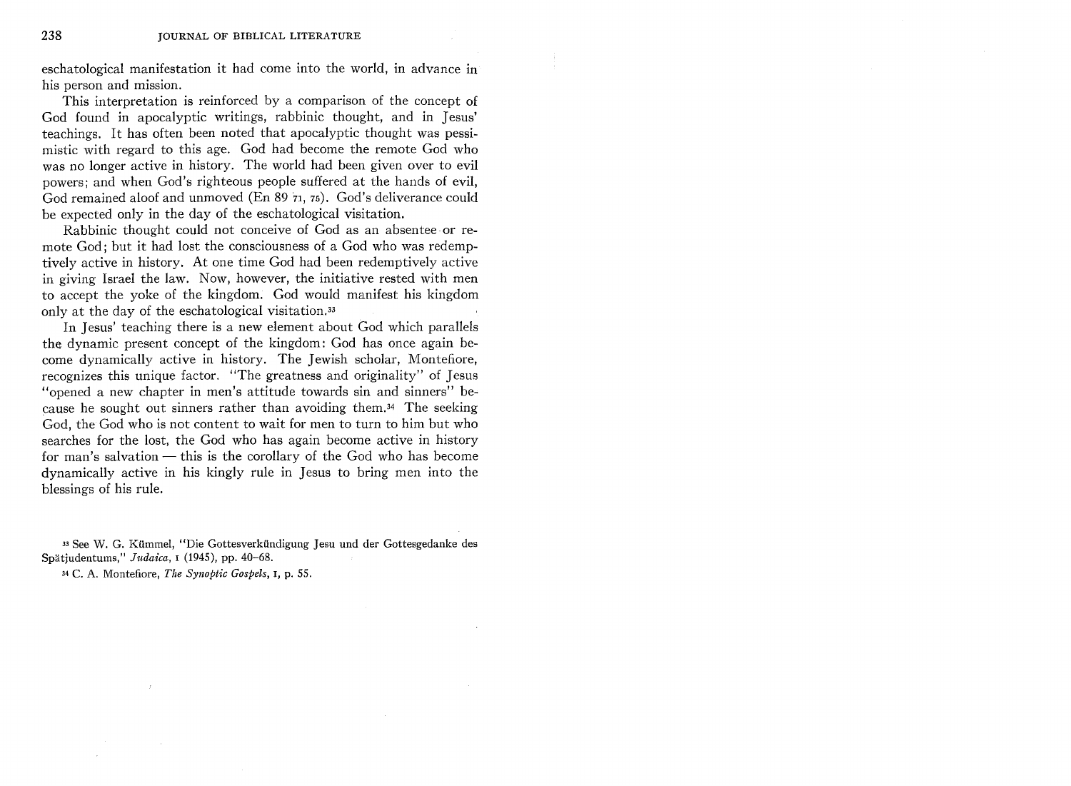eschatological manifestation it had come into the world, in advance in his person and mission.

This interpretation is reinforced by a comparison of the concept of God found in apocalyptic writings, rabbinic thought, and in Jesus' teachings. It has often been noted that apocalyptic thought was pessimistic with regard to this age. God had become the remote God who was no longer active in history. The world had been given over to evil powers; and when God's righteous people suffered at the hands of evil, God remained aloof and unmoved (En 89 71, 75). God's deliverance could be expected only in the day of the eschatological visitation.

Rabbinic thought could not conceive of God as an absentee or remote God; but it had lost the consciousness of a God who was redemptively active in history. At one time God had been redemptively active in giving Israel the law. Now, however, the initiative rested with men to accept the yoke of the kingdom. God would manifest his kingdom only at the day of the eschatological visitation.[33]

In Jesus' teaching there is a new element about God which parallels the dynamic present concept of the kingdom: God has once again become dynamically active in history. The Jewish scholar, Montefiore, recognizes this unique factor. "The greatness and originality" of Jesus "opened a new chapter in men's attitude towards sin and sinners" because he sought out sinners rather than avoiding them.[34] The seeking God, the God who is not content to wait for men to turn to him but who searches for the lost, the God who has again become active in history for man's salvation — this is the corollary of the God who has become dynamically active in his kingly rule in Jesus to bring men into the blessings of his rule.

---

[33] See W. G. Kümmel, "Die Gottesverkündigung Jesu und der Gottesgedanke des Spätjudentums," *Judaica*, I (1945), pp. 40–68.

[34] C. A. Montefiore, *The Synoptic Gospels*, I, p. 55.